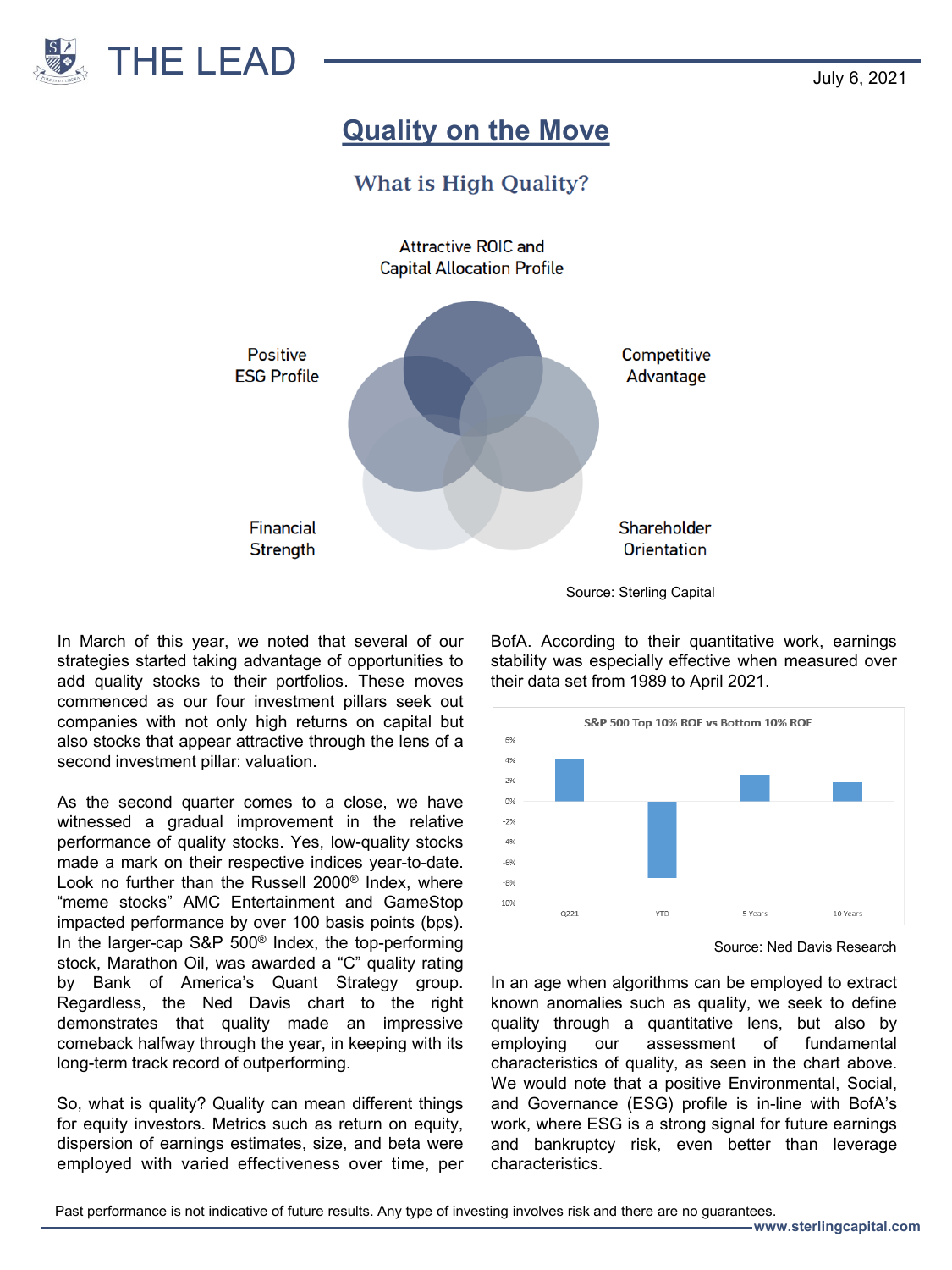THE LEAD

July 6, 2021

# Quality on the Move

## What is High Quality?

Attractive ROIC and Capital Allocation Profile

Competitive Advantage

Shareholder Orientation

Financial Strength

Positive ESG Profile

Source: Sterling Capital

In March of this year, we noted that several of our strategies started taking advantage of opportunities to add quality stocks to their portfolios. These moves commenced as our four investment pillars seek out companies with not only high returns on capital but also stocks that appear attractive through the lens of a second investment pillar: valuation.

As the second quarter comes to a close, we have witnessed a gradual improvement in the relative performance of quality stocks. Yes, low-quality stocks made a mark on their respective indices year-to-date. Look no further than the Russell 2000® Index, where "meme stocks" AMC Entertainment and GameStop impacted performance by over 100 basis points (bps). In the larger-cap S&P 500® Index, the top-performing stock, Marathon Oil, was awarded a "C" quality rating by Bank of America's Quant Strategy group. Regardless, the Ned Davis chart to the right demonstrates that quality made an impressive comeback halfway through the year, in keeping with its long-term track record of outperforming.

So, what is quality? Quality can mean different things for equity investors. Metrics such as return on equity, dispersion of earnings estimates, size, and beta were employed with varied effectiveness over time, per BofA. According to their quantitative work, earnings stability was especially effective when measured over their data set from 1989 to April 2021.

S&P 500 Top 10% ROE vs Bottom 10% ROE

Source: Ned Davis Research

In an age when algorithms can be employed to extract known anomalies such as quality, we seek to define quality through a quantitative lens, but also by employing our assessment of fundamental characteristics of quality, as seen in the chart above. We would note that a positive Environmental, Social, and Governance (ESG) profile is in-line with BofA's work, where ESG is a strong signal for future earnings and bankruptcy risk, even better than leverage characteristics.

Past performance is not indicative of future results. Any type of investing involves risk and there are no guarantees.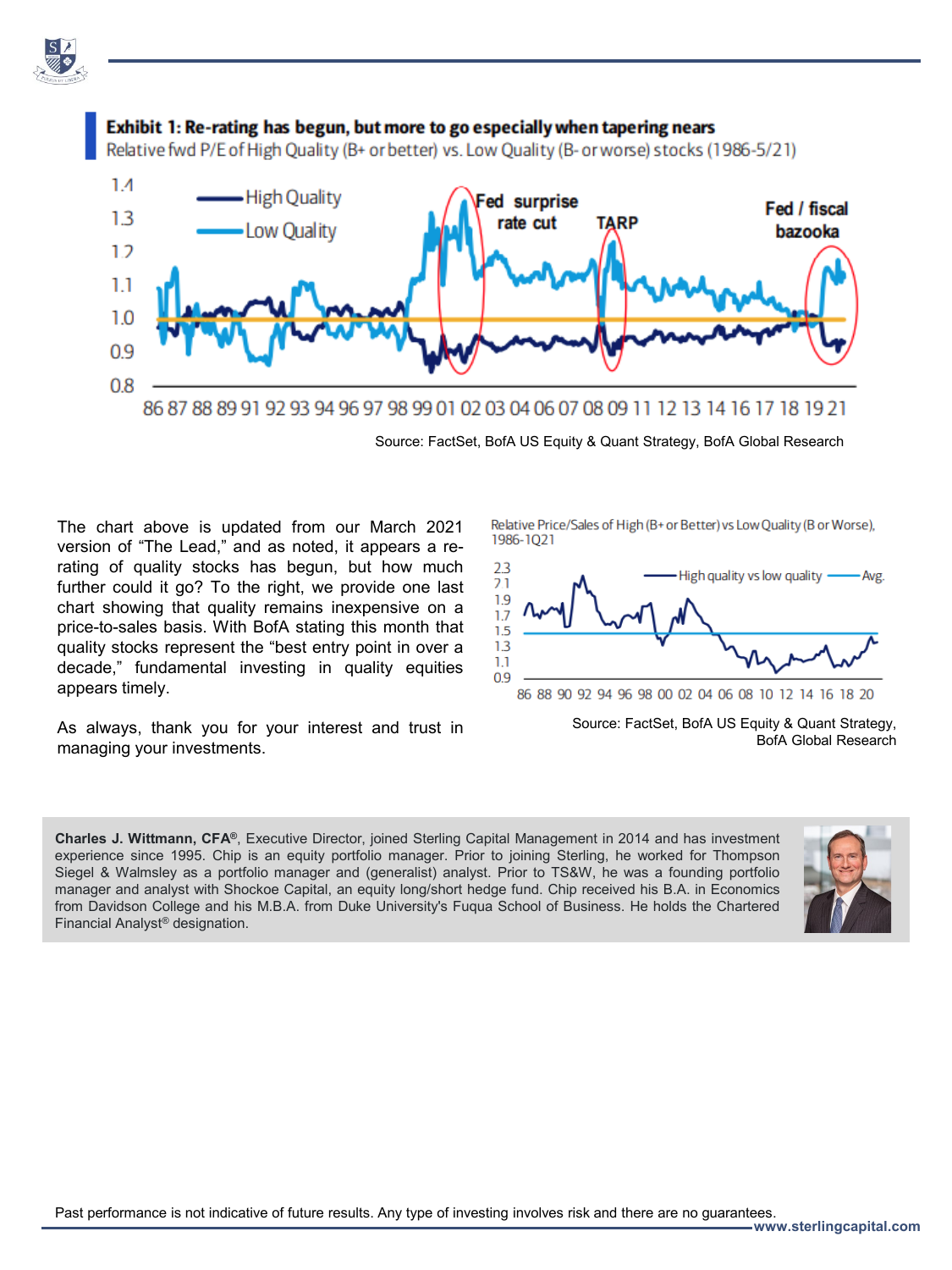**Exhibit 1: Re-rating has begun, but more to go especially when tapering nears**

Relative fwd P/E of High Quality (B+ or better) vs. Low Quality (B- or worse) stocks (1986-5/21)

Source: FactSet, BofA US Equity & Quant Strategy, BofA Global Research

The chart above is updated from our March 2021 version of "The Lead," and as noted, it appears a re-rating of quality stocks has begun, but how much further could it go? To the right, we provide one last chart showing that quality remains inexpensive on a price-to-sales basis. With BofA stating this month that quality stocks represent the "best entry point in over a decade," fundamental investing in quality equities appears timely.

As always, thank you for your interest and trust in managing your investments.

Relative Price/Sales of High (B+ or Better) vs Low Quality (B or Worse), 1986-1Q21

Source: FactSet, BofA US Equity & Quant Strategy, BofA Global Research

**Charles J. Wittmann, CFA®**, Executive Director, joined Sterling Capital Management in 2014 and has investment experience since 1995. Chip is an equity portfolio manager. Prior to joining Sterling, he worked for Thompson Siegel & Walmsley as a portfolio manager and (generalist) analyst. Prior to TS&W, he was a founding portfolio manager and analyst with Shockoe Capital, an equity long/short hedge fund. Chip received his B.A. in Economics from Davidson College and his M.B.A. from Duke University's Fuqua School of Business. He holds the Chartered Financial Analyst® designation.

Past performance is not indicative of future results. Any type of investing involves risk and there are no guarantees.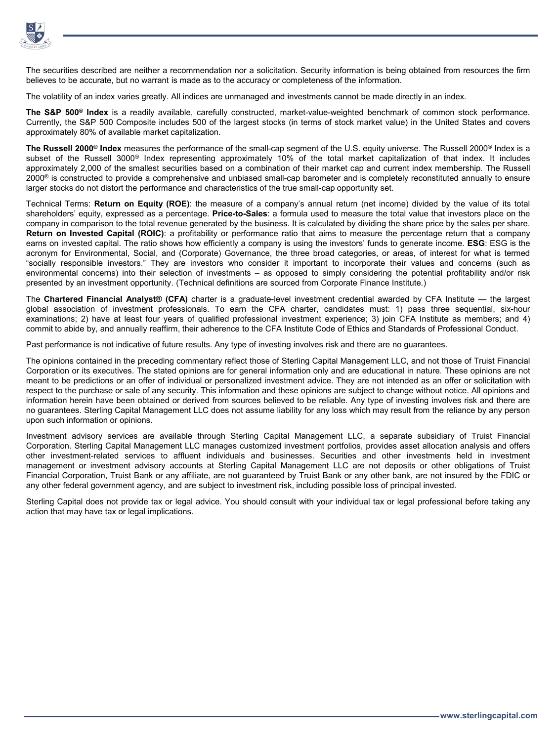The securities described are neither a recommendation nor a solicitation. Security information is being obtained from resources the firm believes to be accurate, but no warrant is made as to the accuracy or completeness of the information.

The volatility of an index varies greatly. All indices are unmanaged and investments cannot be made directly in an index.

**The S&P 500® Index** is a readily available, carefully constructed, market-value-weighted benchmark of common stock performance. Currently, the S&P 500 Composite includes 500 of the largest stocks (in terms of stock market value) in the United States and covers approximately 80% of available market capitalization.

**The Russell 2000® Index** measures the performance of the small-cap segment of the U.S. equity universe. The Russell 2000® Index is a subset of the Russell 3000® Index representing approximately 10% of the total market capitalization of that index. It includes approximately 2,000 of the smallest securities based on a combination of their market cap and current index membership. The Russell 2000® is constructed to provide a comprehensive and unbiased small-cap barometer and is completely reconstituted annually to ensure larger stocks do not distort the performance and characteristics of the true small-cap opportunity set.

Technical Terms: **Return on Equity (ROE)**: the measure of a company's annual return (net income) divided by the value of its total shareholders' equity, expressed as a percentage. **Price-to-Sales**: a formula used to measure the total value that investors place on the company in comparison to the total revenue generated by the business. It is calculated by dividing the share price by the sales per share. **Return on Invested Capital (ROIC)**: a profitability or performance ratio that aims to measure the percentage return that a company earns on invested capital. The ratio shows how efficiently a company is using the investors' funds to generate income. **ESG**: ESG is the acronym for Environmental, Social, and (Corporate) Governance, the three broad categories, or areas, of interest for what is termed "socially responsible investors." They are investors who consider it important to incorporate their values and concerns (such as environmental concerns) into their selection of investments – as opposed to simply considering the potential profitability and/or risk presented by an investment opportunity. (Technical definitions are sourced from Corporate Finance Institute.)

The **Chartered Financial Analyst® (CFA)** charter is a graduate-level investment credential awarded by CFA Institute — the largest global association of investment professionals. To earn the CFA charter, candidates must: 1) pass three sequential, six-hour examinations; 2) have at least four years of qualified professional investment experience; 3) join CFA Institute as members; and 4) commit to abide by, and annually reaffirm, their adherence to the CFA Institute Code of Ethics and Standards of Professional Conduct.

Past performance is not indicative of future results. Any type of investing involves risk and there are no guarantees.

The opinions contained in the preceding commentary reflect those of Sterling Capital Management LLC, and not those of Truist Financial Corporation or its executives. The stated opinions are for general information only and are educational in nature. These opinions are not meant to be predictions or an offer of individual or personalized investment advice. They are not intended as an offer or solicitation with respect to the purchase or sale of any security. This information and these opinions are subject to change without notice. All opinions and information herein have been obtained or derived from sources believed to be reliable. Any type of investing involves risk and there are no guarantees. Sterling Capital Management LLC does not assume liability for any loss which may result from the reliance by any person upon such information or opinions.

Investment advisory services are available through Sterling Capital Management LLC, a separate subsidiary of Truist Financial Corporation. Sterling Capital Management LLC manages customized investment portfolios, provides asset allocation analysis and offers other investment-related services to affluent individuals and businesses. Securities and other investments held in investment management or investment advisory accounts at Sterling Capital Management LLC are not deposits or other obligations of Truist Financial Corporation, Truist Bank or any affiliate, are not guaranteed by Truist Bank or any other bank, are not insured by the FDIC or any other federal government agency, and are subject to investment risk, including possible loss of principal invested.

Sterling Capital does not provide tax or legal advice. You should consult with your individual tax or legal professional before taking any action that may have tax or legal implications.